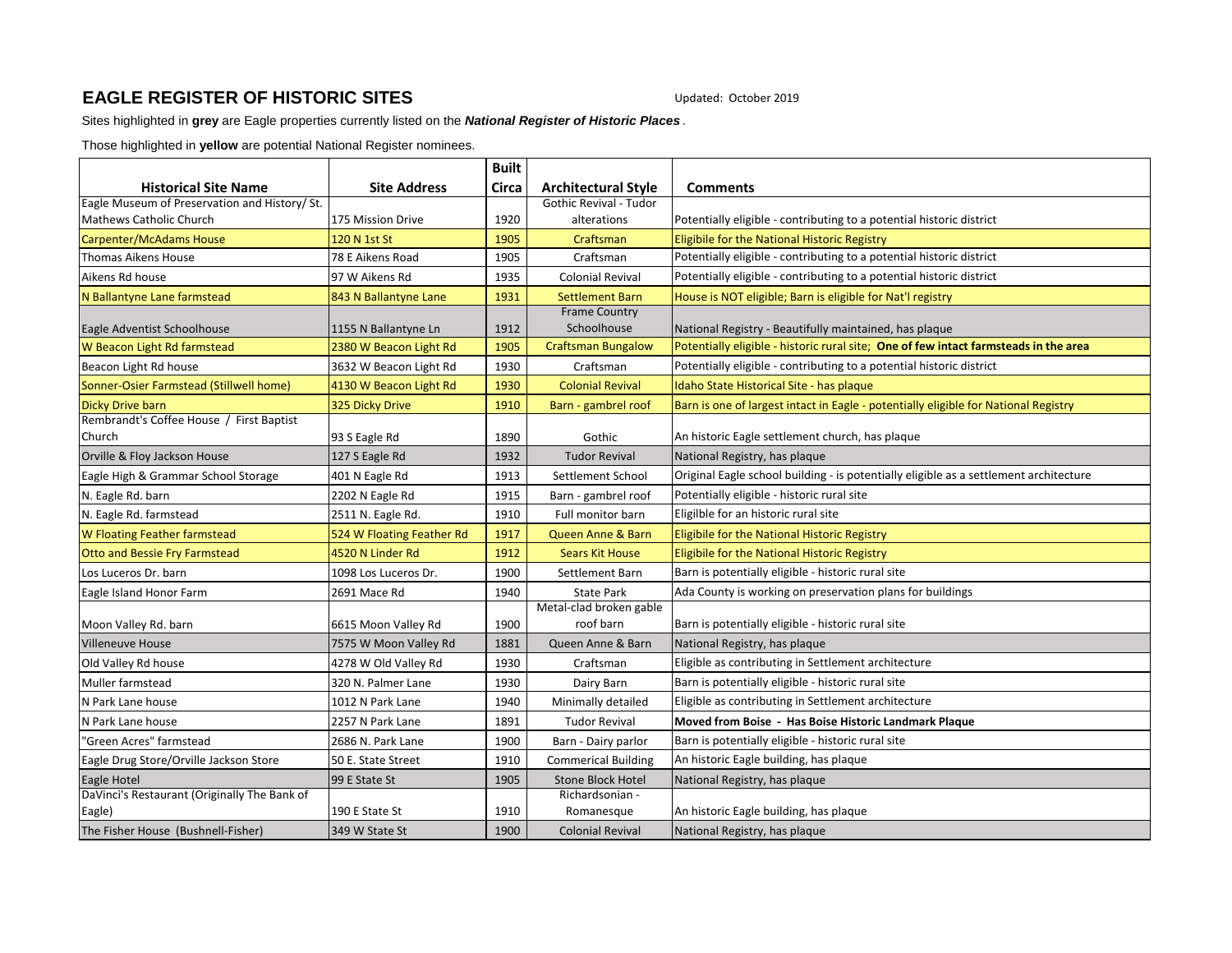## EAGLE REGISTER OF HISTORIC SITES

Updated: October 2019

Sites highlighted in **grey** are Eagle properties currently listed on the ***National Register of Historic Places***.

Those highlighted in **yellow** are potential National Register nominees.

| Historical Site Name | Site Address | Built Circa | Architectural Style | Comments |
|---|---|---|---|---|
| Eagle Museum of Preservation and History/ St. Mathews Catholic Church | 175 Mission Drive | 1920 | Gothic Revival - Tudor alterations | Potentially eligible - contributing to a potential historic district |
| Carpenter/McAdams House | 120 N 1st St | 1905 | Craftsman | Eligibile for the National Historic Registry |
| Thomas Aikens House | 78 E Aikens Road | 1905 | Craftsman | Potentially eligible - contributing to a potential historic district |
| Aikens Rd house | 97 W Aikens Rd | 1935 | Colonial Revival | Potentially eligible - contributing to a potential historic district |
| N Ballantyne Lane farmstead | 843 N Ballantyne Lane | 1931 | Settlement Barn | House is NOT eligible; Barn is eligible for Nat'l registry |
| Eagle Adventist Schoolhouse | 1155 N Ballantyne Ln | 1912 | Frame Country Schoolhouse | National Registry - Beautifully maintained, has plaque |
| W Beacon Light Rd farmstead | 2380 W Beacon Light Rd | 1905 | Craftsman Bungalow | Potentially eligible - historic rural site; **One of few intact farmsteads in the area** |
| Beacon Light Rd house | 3632 W Beacon Light Rd | 1930 | Craftsman | Potentially eligible - contributing to a potential historic district |
| Sonner-Osier Farmstead (Stillwell home) | 4130 W Beacon Light Rd | 1930 | Colonial Revival | Idaho State Historical Site - has plaque |
| Dicky Drive barn | 325 Dicky Drive | 1910 | Barn - gambrel roof | Barn is one of largest intact in Eagle - potentially eligible for National Registry |
| Rembrandt's Coffee House / First Baptist Church | 93 S Eagle Rd | 1890 | Gothic | An historic Eagle settlement church, has plaque |
| Orville & Floy Jackson House | 127 S Eagle Rd | 1932 | Tudor Revival | National Registry, has plaque |
| Eagle High & Grammar School Storage | 401 N Eagle Rd | 1913 | Settlement School | Original Eagle school building - is potentially eligible as a settlement architecture |
| N. Eagle Rd. barn | 2202 N Eagle Rd | 1915 | Barn - gambrel roof | Potentially eligible - historic rural site |
| N. Eagle Rd. farmstead | 2511 N. Eagle Rd. | 1910 | Full monitor barn | Eligilble for an historic rural site |
| W Floating Feather farmstead | 524 W Floating Feather Rd | 1917 | Queen Anne & Barn | Eligibile for the National Historic Registry |
| Otto and Bessie Fry Farmstead | 4520 N Linder Rd | 1912 | Sears Kit House | Eligibile for the National Historic Registry |
| Los Luceros Dr. barn | 1098 Los Luceros Dr. | 1900 | Settlement Barn | Barn is potentially eligible - historic rural site |
| Eagle Island Honor Farm | 2691 Mace Rd | 1940 | State Park | Ada County is working on preservation plans for buildings |
| Moon Valley Rd. barn | 6615 Moon Valley Rd | 1900 | Metal-clad broken gable roof barn | Barn is potentially eligible - historic rural site |
| Villeneuve House | 7575 W Moon Valley Rd | 1881 | Queen Anne & Barn | National Registry, has plaque |
| Old Valley Rd house | 4278 W Old Valley Rd | 1930 | Craftsman | Eligible as contributing in Settlement architecture |
| Muller farmstead | 320 N. Palmer Lane | 1930 | Dairy Barn | Barn is potentially eligible - historic rural site |
| N Park Lane house | 1012 N Park Lane | 1940 | Minimally detailed | Eligible as contributing in Settlement architecture |
| N Park Lane house | 2257 N Park Lane | 1891 | Tudor Revival | **Moved from Boise - Has Boise Historic Landmark Plaque** |
| "Green Acres" farmstead | 2686 N. Park Lane | 1900 | Barn - Dairy parlor | Barn is potentially eligible - historic rural site |
| Eagle Drug Store/Orville Jackson Store | 50 E. State Street | 1910 | Commerical Building | An historic Eagle building, has plaque |
| Eagle Hotel | 99 E State St | 1905 | Stone Block Hotel | National Registry, has plaque |
| DaVinci's Restaurant (Originally The Bank of Eagle) | 190 E State St | 1910 | Richardsonian - Romanesque | An historic Eagle building, has plaque |
| The Fisher House (Bushnell-Fisher) | 349 W State St | 1900 | Colonial Revival | National Registry, has plaque |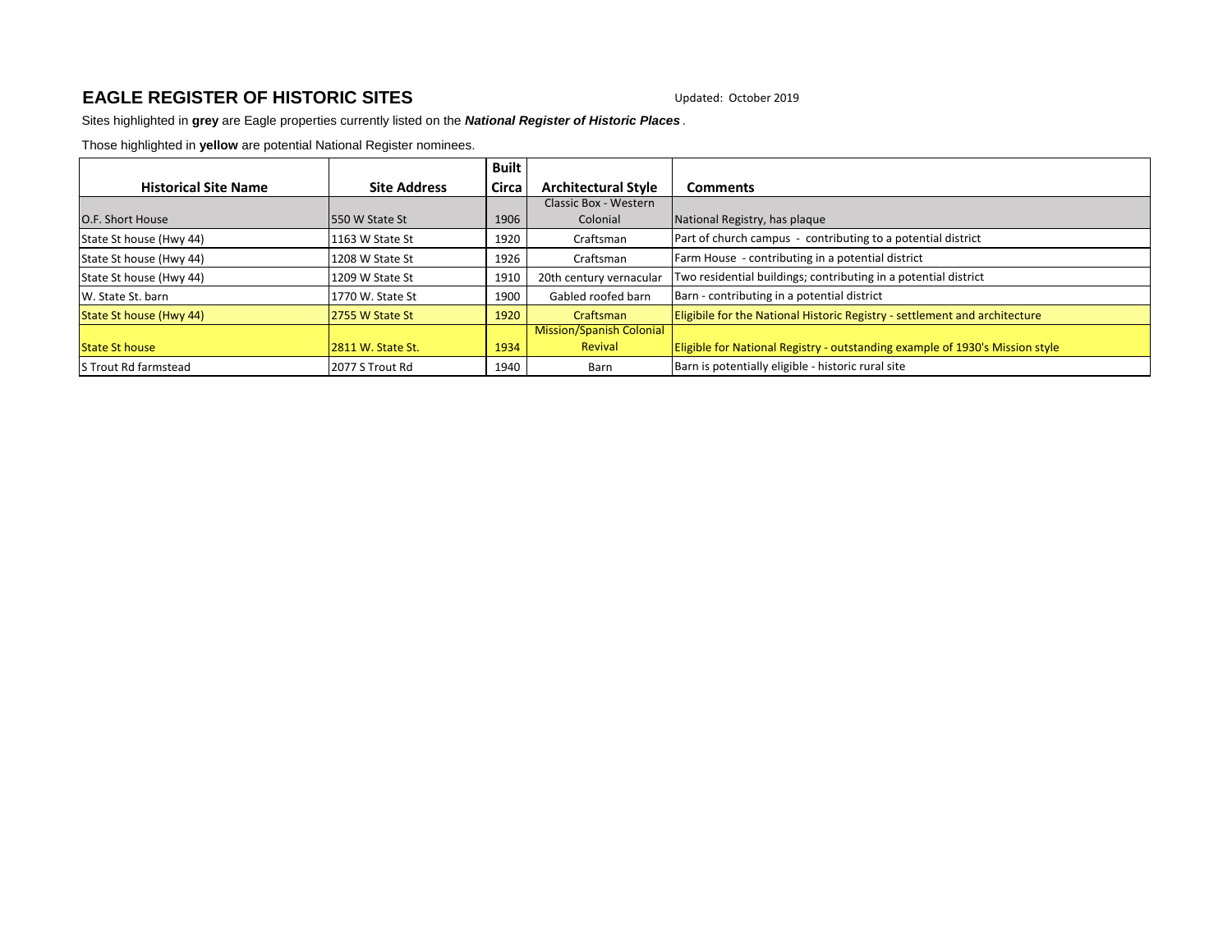## EAGLE REGISTER OF HISTORIC SITES

Updated: October 2019

Sites highlighted in **grey** are Eagle properties currently listed on the ***National Register of Historic Places***.

Those highlighted in **yellow** are potential National Register nominees.

| Historical Site Name | Site Address | Built Circa | Architectural Style | Comments |
|---|---|---|---|---|
| O.F. Short House | 550 W State St | 1906 | Classic Box - Western Colonial | National Registry, has plaque |
| State St house (Hwy 44) | 1163 W State St | 1920 | Craftsman | Part of church campus - contributing to a potential district |
| State St house (Hwy 44) | 1208 W State St | 1926 | Craftsman | Farm House - contributing in a potential district |
| State St house (Hwy 44) | 1209 W State St | 1910 | 20th century vernacular | Two residential buildings; contributing in a potential district |
| W. State St. barn | 1770 W. State St | 1900 | Gabled roofed barn | Barn - contributing in a potential district |
| State St house (Hwy 44) | 2755 W State St | 1920 | Craftsman | Eligibile for the National Historic Registry - settlement and architecture |
| State St house | 2811 W. State St. | 1934 | Mission/Spanish Colonial Revival | Eligible for National Registry - outstanding example of 1930's Mission style |
| S Trout Rd farmstead | 2077 S Trout Rd | 1940 | Barn | Barn is potentially eligible - historic rural site |